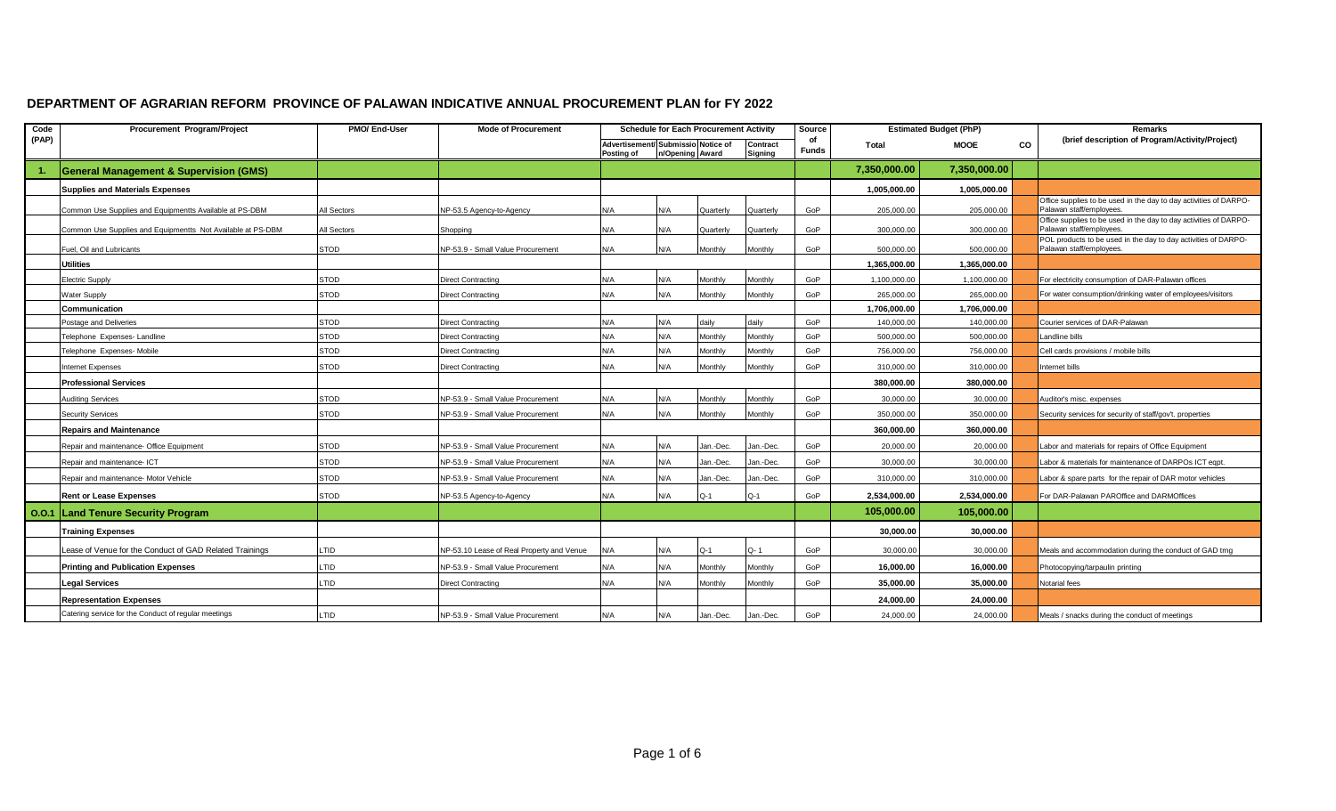## DEPARTMENT OF AGRARIAN REFORM PROVINCE OF PALAWAN INDICATIVE ANNUAL PROCUREMENT PLAN for FY 2022

| Code (PAP) | Procurement Program/Project | PMO/ End-User | Mode of Procurement | Schedule for Each Procurement Activity | | | | Source of Funds | Estimated Budget (PhP) | | | Remarks (brief description of Program/Activity/Project) |
|---|---|---|---|---|---|---|---|---|---|---|---|---|
| | | | | Advertisement/ Posting of | Submission/Opening | Notice of Award | Contract Signing | | Total | MOOE | CO | |
| **1.** | **General Management & Supervision (GMS)** | | | | | | | | **7,350,000.00** | **7,350,000.00** | | |
| | **Supplies and Materials Expenses** | | | | | | | | **1,005,000.00** | **1,005,000.00** | | |
| | Common Use Supplies and Equipmentts Available at PS-DBM | All Sectors | NP-53.5 Agency-to-Agency | N/A | N/A | Quarterly | Quarterly | GoP | 205,000.00 | 205,000.00 | | Office supplies to be used in the day to day activities of DARPO-Palawan staff/employees. |
| | Common Use Supplies and Equipmentts Not Available at PS-DBM | All Sectors | Shopping | N/A | N/A | Quarterly | Quarterly | GoP | 300,000.00 | 300,000.00 | | Office supplies to be used in the day to day activities of DARPO-Palawan staff/employees. |
| | Fuel, Oil and Lubricants | STOD | NP-53.9 - Small Value Procurement | N/A | N/A | Monthly | Monthly | GoP | 500,000.00 | 500,000.00 | | POL products to be used in the day to day activities of DARPO-Palawan staff/employees. |
| | **Utilities** | | | | | | | | **1,365,000.00** | **1,365,000.00** | | |
| | Electric Supply | STOD | Direct Contracting | N/A | N/A | Monthly | Monthly | GoP | 1,100,000.00 | 1,100,000.00 | | For electricity consumption of DAR-Palawan offices |
| | Water Supply | STOD | Direct Contracting | N/A | N/A | Monthly | Monthly | GoP | 265,000.00 | 265,000.00 | | For water consumption/drinking water of employees/visitors |
| | **Communication** | | | | | | | | **1,706,000.00** | **1,706,000.00** | | |
| | Postage and Deliveries | STOD | Direct Contracting | N/A | N/A | daily | daily | GoP | 140,000.00 | 140,000.00 | | Courier services of DAR-Palawan |
| | Telephone Expenses- Landline | STOD | Direct Contracting | N/A | N/A | Monthly | Monthly | GoP | 500,000.00 | 500,000.00 | | Landline bills |
| | Telephone Expenses- Mobile | STOD | Direct Contracting | N/A | N/A | Monthly | Monthly | GoP | 756,000.00 | 756,000.00 | | Cell cards provisions / mobile bills |
| | Internet Expenses | STOD | Direct Contracting | N/A | N/A | Monthly | Monthly | GoP | 310,000.00 | 310,000.00 | | Internet bills |
| | **Professional Services** | | | | | | | | **380,000.00** | **380,000.00** | | |
| | Auditing Services | STOD | NP-53.9 - Small Value Procurement | N/A | N/A | Monthly | Monthly | GoP | 30,000.00 | 30,000.00 | | Auditor's misc. expenses |
| | Security Services | STOD | NP-53.9 - Small Value Procurement | N/A | N/A | Monthly | Monthly | GoP | 350,000.00 | 350,000.00 | | Security services for security of staff/gov't. properties |
| | **Repairs and Maintenance** | | | | | | | | **360,000.00** | **360,000.00** | | |
| | Repair and maintenance- Office Equipment | STOD | NP-53.9 - Small Value Procurement | N/A | N/A | Jan.-Dec. | Jan.-Dec. | GoP | 20,000.00 | 20,000.00 | | Labor and materials for repairs of Office Equipment |
| | Repair and maintenance- ICT | STOD | NP-53.9 - Small Value Procurement | N/A | N/A | Jan.-Dec. | Jan.-Dec. | GoP | 30,000.00 | 30,000.00 | | Labor & materials for maintenance of DARPOs ICT eqpt. |
| | Repair and maintenance- Motor Vehicle | STOD | NP-53.9 - Small Value Procurement | N/A | N/A | Jan.-Dec. | Jan.-Dec. | GoP | 310,000.00 | 310,000.00 | | Labor & spare parts for the repair of DAR motor vehicles |
| | **Rent or Lease Expenses** | STOD | NP-53.5 Agency-to-Agency | N/A | N/A | Q-1 | Q-1 | GoP | **2,534,000.00** | **2,534,000.00** | | For DAR-Palawan PAROffice and DARMOffices |
| **O.O.1** | **Land Tenure Security Program** | | | | | | | | **105,000.00** | **105,000.00** | | |
| | **Training Expenses** | | | | | | | | **30,000.00** | **30,000.00** | | |
| | Lease of Venue for the Conduct of GAD Related Trainings | LTID | NP-53.10 Lease of Real Property and Venue | N/A | N/A | Q-1 | Q- 1 | GoP | 30,000.00 | 30,000.00 | | Meals and accommodation during the conduct of GAD trng |
| | **Printing and Publication Expenses** | LTID | NP-53.9 - Small Value Procurement | N/A | N/A | Monthly | Monthly | GoP | **16,000.00** | **16,000.00** | | Photocopying/tarpaulin printing |
| | **Legal Services** | LTID | Direct Contracting | N/A | N/A | Monthly | Monthly | GoP | **35,000.00** | **35,000.00** | | Notarial fees |
| | **Representation Expenses** | | | | | | | | **24,000.00** | **24,000.00** | | |
| | Catering service for the Conduct of regular meetings | LTID | NP-53.9 - Small Value Procurement | N/A | N/A | Jan.-Dec. | Jan.-Dec. | GoP | 24,000.00 | 24,000.00 | | Meals / snacks during the conduct of meetings |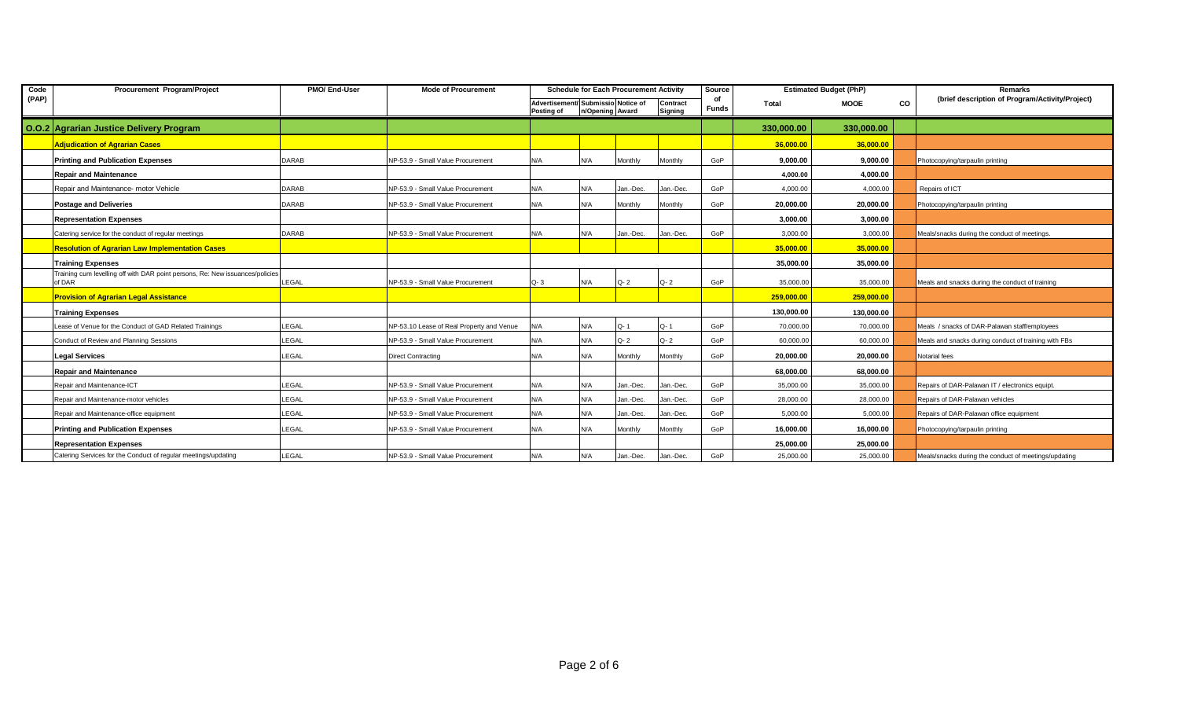| Code (PAP) | Procurement Program/Project | PMO/ End-User | Mode of Procurement | Schedule for Each Procurement Activity | | | | Source of Funds | Estimated Budget (PhP) | | | Remarks (brief description of Program/Activity/Project) |
|---|---|---|---|---|---|---|---|---|---|---|---|---|
| | | | | Advertisement/ Posting of | Submission/Opening | Notice of Award | Contract Signing | | Total | MOOE | CO | |
| **O.O.2** | **Agrarian Justice Delivery Program** | | | | | | | | **330,000.00** | **330,000.00** | | |
| | **Adjudication of Agrarian Cases** | | | | | | | | **36,000.00** | **36,000.00** | | |
| | **Printing and Publication Expenses** | DARAB | NP-53.9 - Small Value Procurement | N/A | N/A | Monthly | Monthly | GoP | **9,000.00** | **9,000.00** | | Photocopying/tarpaulin printing |
| | **Repair and Maintenance** | | | | | | | | **4,000.00** | **4,000.00** | | |
| | Repair and Maintenance- motor Vehicle | DARAB | NP-53.9 - Small Value Procurement | N/A | N/A | Jan.-Dec. | Jan.-Dec. | GoP | 4,000.00 | 4,000.00 | | Repairs of ICT |
| | **Postage and Deliveries** | DARAB | NP-53.9 - Small Value Procurement | N/A | N/A | Monthly | Monthly | GoP | **20,000.00** | **20,000.00** | | Photocopying/tarpaulin printing |
| | **Representation Expenses** | | | | | | | | **3,000.00** | **3,000.00** | | |
| | Catering service for the conduct of regular meetings | DARAB | NP-53.9 - Small Value Procurement | N/A | N/A | Jan.-Dec. | Jan.-Dec. | GoP | 3,000.00 | 3,000.00 | | Meals/snacks during the conduct of meetings. |
| | **Resolution of Agrarian Law Implementation Cases** | | | | | | | | **35,000.00** | **35,000.00** | | |
| | **Training Expenses** | | | | | | | | **35,000.00** | **35,000.00** | | |
| | Training cum levelling off with DAR point persons, Re: New issuances/policies of DAR | LEGAL | NP-53.9 - Small Value Procurement | Q- 3 | N/A | Q- 2 | Q- 2 | GoP | 35,000.00 | 35,000.00 | | Meals and snacks during the conduct of training |
| | **Provision of Agrarian Legal Assistance** | | | | | | | | **259,000.00** | **259,000.00** | | |
| | **Training Expenses** | | | | | | | | **130,000.00** | **130,000.00** | | |
| | Lease of Venue for the Conduct of GAD Related Trainings | LEGAL | NP-53.10 Lease of Real Property and Venue | N/A | N/A | Q- 1 | Q- 1 | GoP | 70,000.00 | 70,000.00 | | Meals / snacks of DAR-Palawan staff/employees |
| | Conduct of Review and Planning Sessions | LEGAL | NP-53.9 - Small Value Procurement | N/A | N/A | Q- 2 | Q- 2 | GoP | 60,000.00 | 60,000.00 | | Meals and snacks during conduct of training with FBs |
| | **Legal Services** | LEGAL | Direct Contracting | N/A | N/A | Monthly | Monthly | GoP | **20,000.00** | **20,000.00** | | Notarial fees |
| | **Repair and Maintenance** | | | | | | | | **68,000.00** | **68,000.00** | | |
| | Repair and Maintenance-ICT | LEGAL | NP-53.9 - Small Value Procurement | N/A | N/A | Jan.-Dec. | Jan.-Dec. | GoP | 35,000.00 | 35,000.00 | | Repairs of DAR-Palawan IT / electronics equipt. |
| | Repair and Maintenance-motor vehicles | LEGAL | NP-53.9 - Small Value Procurement | N/A | N/A | Jan.-Dec. | Jan.-Dec. | GoP | 28,000.00 | 28,000.00 | | Repairs of DAR-Palawan vehicles |
| | Repair and Maintenance-office equipment | LEGAL | NP-53.9 - Small Value Procurement | N/A | N/A | Jan.-Dec. | Jan.-Dec. | GoP | 5,000.00 | 5,000.00 | | Repairs of DAR-Palawan office equipment |
| | **Printing and Publication Expenses** | LEGAL | NP-53.9 - Small Value Procurement | N/A | N/A | Monthly | Monthly | GoP | **16,000.00** | **16,000.00** | | Photocopying/tarpaulin printing |
| | **Representation Expenses** | | | | | | | | **25,000.00** | **25,000.00** | | |
| | Catering Services for the Conduct of regular meetings/updating | LEGAL | NP-53.9 - Small Value Procurement | N/A | N/A | Jan.-Dec. | Jan.-Dec. | GoP | 25,000.00 | 25,000.00 | | Meals/snacks during the conduct of meetings/updating |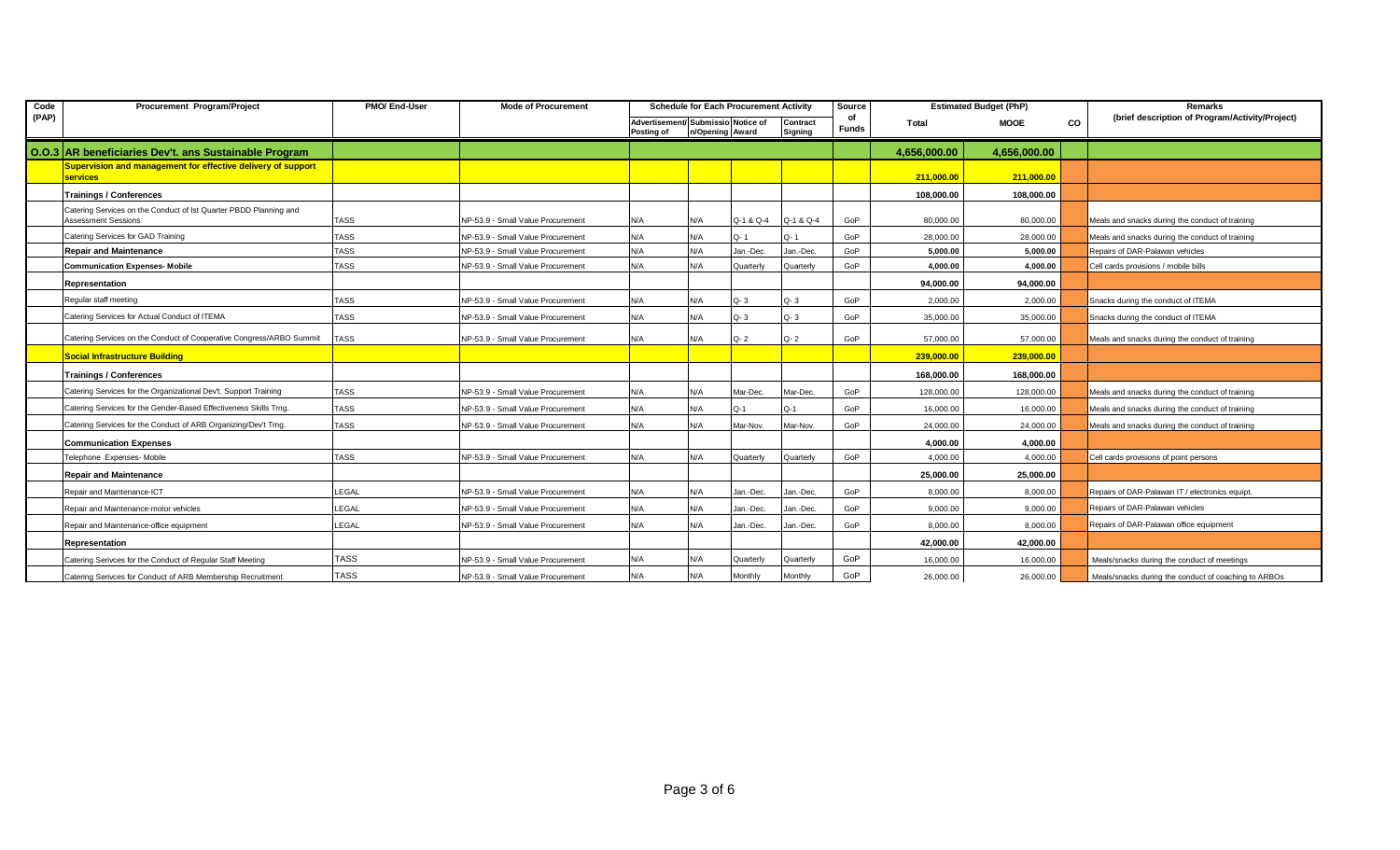| Code (PAP) | Procurement Program/Project | PMO/ End-User | Mode of Procurement | Schedule for Each Procurement Activity | | | | Source of Funds | Estimated Budget (PhP) | | | Remarks (brief description of Program/Activity/Project) |
|---|---|---|---|---|---|---|---|---|---|---|---|---|
| | | | | Advertisement/ Posting of | Submission/Opening | Notice of Award | Contract Signing | | Total | MOOE | CO | |
| **O.O.3** | **AR beneficiaries Dev't. ans Sustainable Program** | | | | | | | | **4,656,000.00** | **4,656,000.00** | | |
| | **Supervision and management for effective delivery of support services** | | | | | | | | **211,000.00** | **211,000.00** | | |
| | **Trainings / Conferences** | | | | | | | | **108,000.00** | **108,000.00** | | |
| | Catering Services on the Conduct of Ist Quarter PBDD Planning and Assessment Sessions | TASS | NP-53.9 - Small Value Procurement | N/A | N/A | Q-1 & Q-4 | Q-1 & Q-4 | GoP | 80,000.00 | 80,000.00 | | Meals and snacks during the conduct of training |
| | Catering Services for GAD Training | TASS | NP-53.9 - Small Value Procurement | N/A | N/A | Q- 1 | Q- 1 | GoP | 28,000.00 | 28,000.00 | | Meals and snacks during the conduct of training |
| | **Repair and Maintenance** | TASS | NP-53.9 - Small Value Procurement | N/A | N/A | Jan.-Dec. | Jan.-Dec. | GoP | **5,000.00** | **5,000.00** | | Repairs of DAR-Palawan vehicles |
| | **Communication Expenses- Mobile** | TASS | NP-53.9 - Small Value Procurement | N/A | N/A | Quarterly | Quarterly | GoP | **4,000.00** | **4,000.00** | | Cell cards provisions / mobile bills |
| | **Representation** | | | | | | | | **94,000.00** | **94,000.00** | | |
| | Regular staff meeting | TASS | NP-53.9 - Small Value Procurement | N/A | N/A | Q- 3 | Q- 3 | GoP | 2,000.00 | 2,000.00 | | Snacks during the conduct of ITEMA |
| | Catering Services for Actual Conduct of ITEMA | TASS | NP-53.9 - Small Value Procurement | N/A | N/A | Q- 3 | Q- 3 | GoP | 35,000.00 | 35,000.00 | | Snacks during the conduct of ITEMA |
| | Catering Services on the Conduct of Cooperative Congress/ARBO Summit | TASS | NP-53.9 - Small Value Procurement | N/A | N/A | Q- 2 | Q- 2 | GoP | 57,000.00 | 57,000.00 | | Meals and snacks during the conduct of training |
| | **Social Infrastructure Building** | | | | | | | | **239,000.00** | **239,000.00** | | |
| | **Trainings / Conferences** | | | | | | | | **168,000.00** | **168,000.00** | | |
| | Catering Services for the Organizational Dev't. Support Training | TASS | NP-53.9 - Small Value Procurement | N/A | N/A | Mar-Dec. | Mar-Dec. | GoP | 128,000.00 | 128,000.00 | | Meals and snacks during the conduct of training |
| | Catering Services for the Gender-Based Effectiveness Skills Trng. | TASS | NP-53.9 - Small Value Procurement | N/A | N/A | Q-1 | Q-1 | GoP | 16,000.00 | 16,000.00 | | Meals and snacks during the conduct of training |
| | Catering Services for the Conduct of ARB Organizing/Dev't Trng. | TASS | NP-53.9 - Small Value Procurement | N/A | N/A | Mar-Nov. | Mar-Nov. | GoP | 24,000.00 | 24,000.00 | | Meals and snacks during the conduct of training |
| | **Communication Expenses** | | | | | | | | **4,000.00** | **4,000.00** | | |
| | Telephone Expenses- Mobile | TASS | NP-53.9 - Small Value Procurement | N/A | N/A | Quarterly | Quarterly | GoP | 4,000.00 | 4,000.00 | | Cell cards provisions of point persons |
| | **Repair and Maintenance** | | | | | | | | **25,000.00** | **25,000.00** | | |
| | Repair and Maintenance-ICT | LEGAL | NP-53.9 - Small Value Procurement | N/A | N/A | Jan.-Dec. | Jan.-Dec. | GoP | 8,000.00 | 8,000.00 | | Repairs of DAR-Palawan IT / electronics equipt. |
| | Repair and Maintenance-motor vehicles | LEGAL | NP-53.9 - Small Value Procurement | N/A | N/A | Jan.-Dec. | Jan.-Dec. | GoP | 9,000.00 | 9,000.00 | | Repairs of DAR-Palawan vehicles |
| | Repair and Maintenance-office equipment | LEGAL | NP-53.9 - Small Value Procurement | N/A | N/A | Jan.-Dec. | Jan.-Dec. | GoP | 8,000.00 | 8,000.00 | | Repairs of DAR-Palawan office equipment |
| | **Representation** | | | | | | | | **42,000.00** | **42,000.00** | | |
| | Catering Serivces for the Conduct of Regular Staff Meeting | TASS | NP-53.9 - Small Value Procurement | N/A | N/A | Quarterly | Quarterly | GoP | 16,000.00 | 16,000.00 | | Meals/snacks during the conduct of meetings |
| | Catering Serivces for Conduct of ARB Membership Recruitment | TASS | NP-53.9 - Small Value Procurement | N/A | N/A | Monthly | Monthly | GoP | 26,000.00 | 26,000.00 | | Meals/snacks during the conduct of coaching to ARBOs |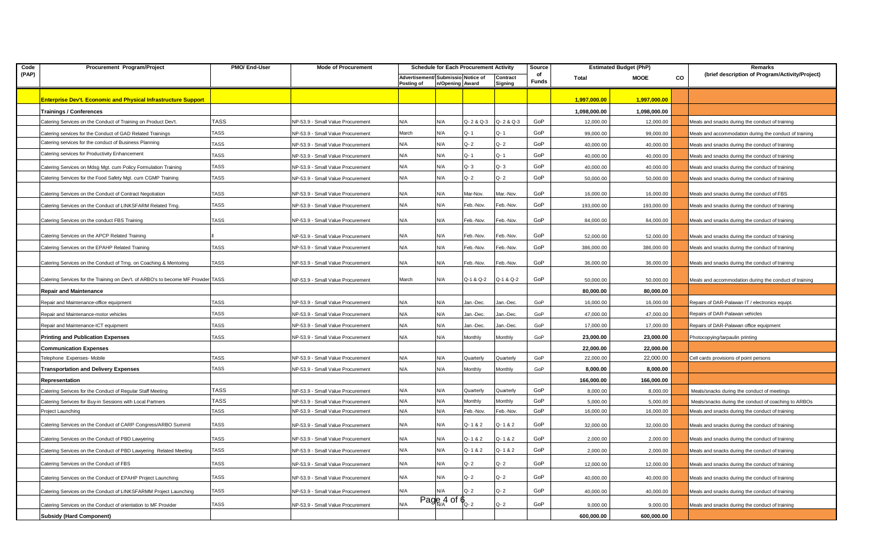| Code (PAP) | Procurement Program/Project | PMO/ End-User | Mode of Procurement | Schedule for Each Procurement Activity | | | | Source of Funds | Estimated Budget (PhP) | | | Remarks (brief description of Program/Activity/Project) |
|---|---|---|---|---|---|---|---|---|---|---|---|---|
| | | | | Advertisement/ Posting of | Submission/Opening | Notice of Award | Contract Signing | | Total | MOOE | CO | |
| | **Enterprise Dev't. Economic and Physical Infrastructure Support** | | | | | | | | **1,997,000.00** | **1,997,000.00** | | |
| | **Trainings / Conferences** | | | | | | | | **1,098,000.00** | **1,098,000.00** | | |
| | Catering Services on the Conduct of Training on Product Dev't. | TASS | NP-53.9 - Small Value Procurement | N/A | N/A | Q- 2 & Q-3 | Q- 2 & Q-3 | GoP | 12,000.00 | 12,000.00 | | Meals and snacks during the conduct of training |
| | Catering services for the Conduct of GAD Related Trainings | TASS | NP-53.9 - Small Value Procurement | March | N/A | Q- 1 | Q- 1 | GoP | 99,000.00 | 99,000.00 | | Meals and accommodation during the conduct of training |
| | Catering services for the conduct of Business Planning | TASS | NP-53.9 - Small Value Procurement | N/A | N/A | Q- 2 | Q- 2 | GoP | 40,000.00 | 40,000.00 | | Meals and snacks during the conduct of training |
| | Catering services for Productivity Enhancement | TASS | NP-53.9 - Small Value Procurement | N/A | N/A | Q- 1 | Q- 1 | GoP | 40,000.00 | 40,000.00 | | Meals and snacks during the conduct of training |
| | Catering Services on Mdsg Mgt. cum Policy Formulation Training | TASS | NP-53.9 - Small Value Procurement | N/A | N/A | Q- 3 | Q- 3 | GoP | 40,000.00 | 40,000.00 | | Meals and snacks during the conduct of training |
| | Catering Services for the Food Safety Mgt. cum CGMP Training | TASS | NP-53.9 - Small Value Procurement | N/A | N/A | Q- 2 | Q- 2 | GoP | 50,000.00 | 50,000.00 | | Meals and snacks during the conduct of training |
| | Catering Services on the Conduct of Contract Negotiation | TASS | NP-53.9 - Small Value Procurement | N/A | N/A | Mar-Nov. | Mar.-Nov. | GoP | 16,000.00 | 16,000.00 | | Meals and snacks during the conduct of FBS |
| | Catering Services on the Conduct of LINKSFARM Related Trng. | TASS | NP-53.9 - Small Value Procurement | N/A | N/A | Feb.-Nov. | Feb.-Nov. | GoP | 193,000.00 | 193,000.00 | | Meals and snacks during the conduct of training |
| | Catering Services on the conduct FBS Training | TASS | NP-53.9 - Small Value Procurement | N/A | N/A | Feb.-Nov. | Feb.-Nov. | GoP | 84,000.00 | 84,000.00 | | Meals and snacks during the conduct of training |
| | Catering Services on the APCP Related Training | II | NP-53.9 - Small Value Procurement | N/A | N/A | Feb.-Nov. | Feb.-Nov. | GoP | 52,000.00 | 52,000.00 | | Meals and snacks during the conduct of training |
| | Catering Services on the EPAHP Related Training | TASS | NP-53.9 - Small Value Procurement | N/A | N/A | Feb.-Nov. | Feb.-Nov. | GoP | 386,000.00 | 386,000.00 | | Meals and snacks during the conduct of training |
| | Catering Services on the Conduct of Trng. on Coaching & Mentoring | TASS | NP-53.9 - Small Value Procurement | N/A | N/A | Feb.-Nov. | Feb.-Nov. | GoP | 36,000.00 | 36,000.00 | | Meals and snacks during the conduct of training |
| | Catering Services for the Training on Dev't. of ARBO's to become MF Provider | TASS | NP-53.9 - Small Value Procurement | March | N/A | Q-1 & Q-2 | Q-1 & Q-2 | GoP | 50,000.00 | 50,000.00 | | Meals and accommodation during the conduct of training |
| | **Repair and Maintenance** | | | | | | | | **80,000.00** | **80,000.00** | | |
| | Repair and Maintenance-office equipment | TASS | NP-53.9 - Small Value Procurement | N/A | N/A | Jan.-Dec. | Jan.-Dec. | GoP | 16,000.00 | 16,000.00 | | Repairs of DAR-Palawan IT / electronics equipt. |
| | Repair and Maintenance-motor vehicles | TASS | NP-53.9 - Small Value Procurement | N/A | N/A | Jan.-Dec. | Jan.-Dec. | GoP | 47,000.00 | 47,000.00 | | Repairs of DAR-Palawan vehicles |
| | Repair and Maintenance-ICT equipment | TASS | NP-53.9 - Small Value Procurement | N/A | N/A | Jan.-Dec. | Jan.-Dec. | GoP | 17,000.00 | 17,000.00 | | Repairs of DAR-Palawan office equipment |
| | **Printing and Publication Expenses** | TASS | NP-53.9 - Small Value Procurement | N/A | N/A | Monthly | Monthly | GoP | **23,000.00** | **23,000.00** | | Photocopying/tarpaulin printing |
| | **Communication Expenses** | | | | | | | | **22,000.00** | **22,000.00** | | |
| | Telephone Expenses- Mobile | TASS | NP-53.9 - Small Value Procurement | N/A | N/A | Quarterly | Quarterly | GoP | 22,000.00 | 22,000.00 | | Cell cards provisions of point persons |
| | **Transportation and Delivery Expenses** | TASS | NP-53.9 - Small Value Procurement | N/A | N/A | Monthly | Monthly | GoP | **8,000.00** | **8,000.00** | | |
| | **Representation** | | | | | | | | **166,000.00** | **166,000.00** | | |
| | Catering Serivces for the Conduct of Regular Staff Meeting | TASS | NP-53.9 - Small Value Procurement | N/A | N/A | Quarterly | Quarterly | GoP | 8,000.00 | 8,000.00 | | Meals/snacks during the conduct of meetings |
| | Catering Serivces for Buy-in Sessions with Local Partners | TASS | NP-53.9 - Small Value Procurement | N/A | N/A | Monthly | Monthly | GoP | 5,000.00 | 5,000.00 | | Meals/snacks during the conduct of coaching to ARBOs |
| | Project Launching | TASS | NP-53.9 - Small Value Procurement | N/A | N/A | Feb.-Nov. | Feb.-Nov. | GoP | 16,000.00 | 16,000.00 | | Meals and snacks during the conduct of training |
| | Catering Services on the Conduct of CARP Congress/ARBO Summit | TASS | NP-53.9 - Small Value Procurement | N/A | N/A | Q- 1 & 2 | Q- 1 & 2 | GoP | 32,000.00 | 32,000.00 | | Meals and snacks during the conduct of training |
| | Catering Services on the Conduct of PBD Lawyering | TASS | NP-53.9 - Small Value Procurement | N/A | N/A | Q- 1 & 2 | Q- 1 & 2 | GoP | 2,000.00 | 2,000.00 | | Meals and snacks during the conduct of training |
| | Catering Services on the Conduct of PBD Lawyering Related Meeting | TASS | NP-53.9 - Small Value Procurement | N/A | N/A | Q- 1 & 2 | Q- 1 & 2 | GoP | 2,000.00 | 2,000.00 | | Meals and snacks during the conduct of training |
| | Catering Services on the Conduct of FBS | TASS | NP-53.9 - Small Value Procurement | N/A | N/A | Q- 2 | Q- 2 | GoP | 12,000.00 | 12,000.00 | | Meals and snacks during the conduct of training |
| | Catering Services on the Conduct of EPAHP Project Launching | TASS | NP-53.9 - Small Value Procurement | N/A | N/A | Q- 2 | Q- 2 | GoP | 40,000.00 | 40,000.00 | | Meals and snacks during the conduct of training |
| | Catering Services on the Conduct of LINKSFARMM Project Launching | TASS | NP-53.9 - Small Value Procurement | N/A | N/A | Q- 2 | Q- 2 | GoP | 40,000.00 | 40,000.00 | | Meals and snacks during the conduct of training |
| | Catering Services on the Conduct of orientation to MF Provider | TASS | NP-53.9 - Small Value Procurement | N/A | N/A | Q- 2 | Q- 2 | GoP | 9,000.00 | 9,000.00 | | Meals and snacks during the conduct of training |
| | **Subsidy (Hard Component)** | | | | | | | | **600,000.00** | **600,000.00** | | |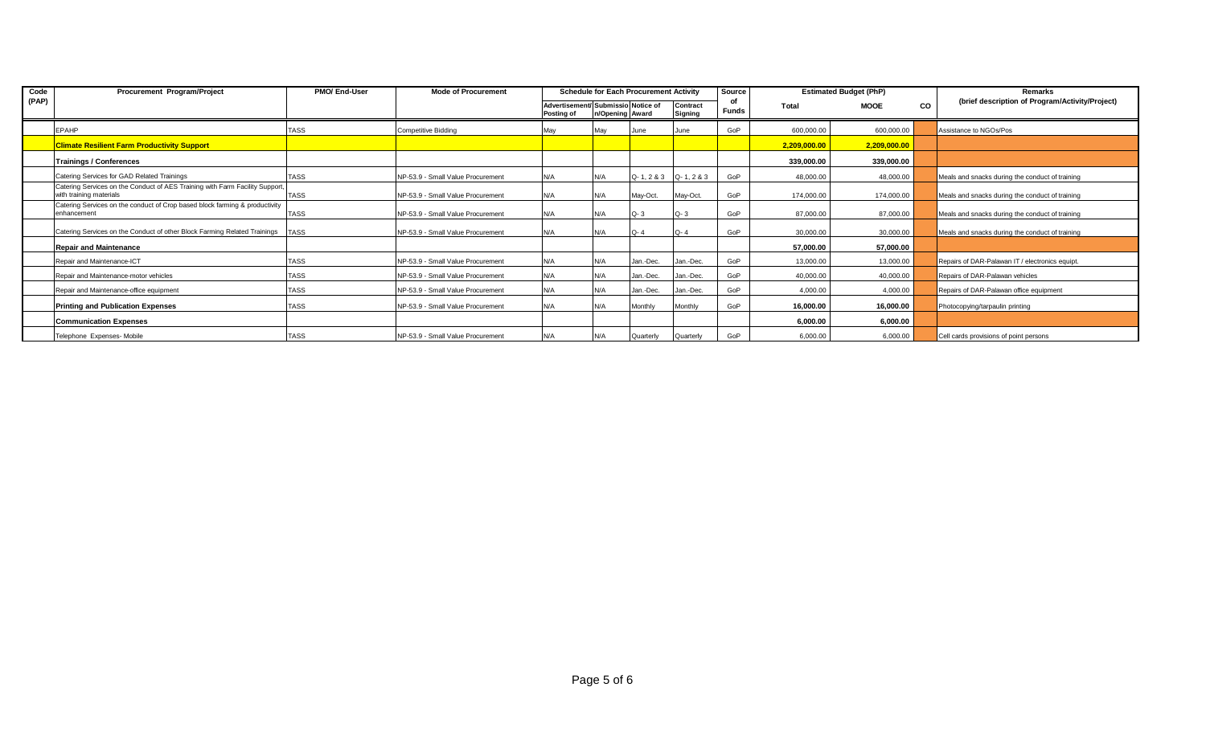| Code (PAP) | Procurement Program/Project | PMO/ End-User | Mode of Procurement | Schedule for Each Procurement Activity | | | | Source of Funds | Estimated Budget (PhP) | | | Remarks (brief description of Program/Activity/Project) |
|---|---|---|---|---|---|---|---|---|---|---|---|---|
| | | | | Advertisement/ Posting of | Submission/Opening | Notice of Award | Contract Signing | | Total | MOOE | CO | |
| | EPAHP | TASS | Competitive Bidding | May | May | June | June | GoP | 600,000.00 | 600,000.00 | | Assistance to NGOs/Pos |
| | **Climate Resilient Farm Productivity Support** | | | | | | | | **2,209,000.00** | **2,209,000.00** | | |
| | **Trainings / Conferences** | | | | | | | | **339,000.00** | **339,000.00** | | |
| | Catering Services for GAD Related Trainings | TASS | NP-53.9 - Small Value Procurement | N/A | N/A | Q- 1, 2 & 3 | Q- 1, 2 & 3 | GoP | 48,000.00 | 48,000.00 | | Meals and snacks during the conduct of training |
| | Catering Services on the Conduct of AES Training with Farm Facility Support, with training materials | TASS | NP-53.9 - Small Value Procurement | N/A | N/A | May-Oct. | May-Oct. | GoP | 174,000.00 | 174,000.00 | | Meals and snacks during the conduct of training |
| | Catering Services on the conduct of Crop based block farming & productivity enhancement | TASS | NP-53.9 - Small Value Procurement | N/A | N/A | Q- 3 | Q- 3 | GoP | 87,000.00 | 87,000.00 | | Meals and snacks during the conduct of training |
| | Catering Services on the Conduct of other Block Farming Related Trainings | TASS | NP-53.9 - Small Value Procurement | N/A | N/A | Q- 4 | Q- 4 | GoP | 30,000.00 | 30,000.00 | | Meals and snacks during the conduct of training |
| | **Repair and Maintenance** | | | | | | | | **57,000.00** | **57,000.00** | | |
| | Repair and Maintenance-ICT | TASS | NP-53.9 - Small Value Procurement | N/A | N/A | Jan.-Dec. | Jan.-Dec. | GoP | 13,000.00 | 13,000.00 | | Repairs of DAR-Palawan IT / electronics equipt. |
| | Repair and Maintenance-motor vehicles | TASS | NP-53.9 - Small Value Procurement | N/A | N/A | Jan.-Dec. | Jan.-Dec. | GoP | 40,000.00 | 40,000.00 | | Repairs of DAR-Palawan vehicles |
| | Repair and Maintenance-office equipment | TASS | NP-53.9 - Small Value Procurement | N/A | N/A | Jan.-Dec. | Jan.-Dec. | GoP | 4,000.00 | 4,000.00 | | Repairs of DAR-Palawan office equipment |
| | **Printing and Publication Expenses** | TASS | NP-53.9 - Small Value Procurement | N/A | N/A | Monthly | Monthly | GoP | **16,000.00** | **16,000.00** | | Photocopying/tarpaulin printing |
| | **Communication Expenses** | | | | | | | | **6,000.00** | **6,000.00** | | |
| | Telephone Expenses- Mobile | TASS | NP-53.9 - Small Value Procurement | N/A | N/A | Quarterly | Quarterly | GoP | 6,000.00 | 6,000.00 | | Cell cards provisions of point persons |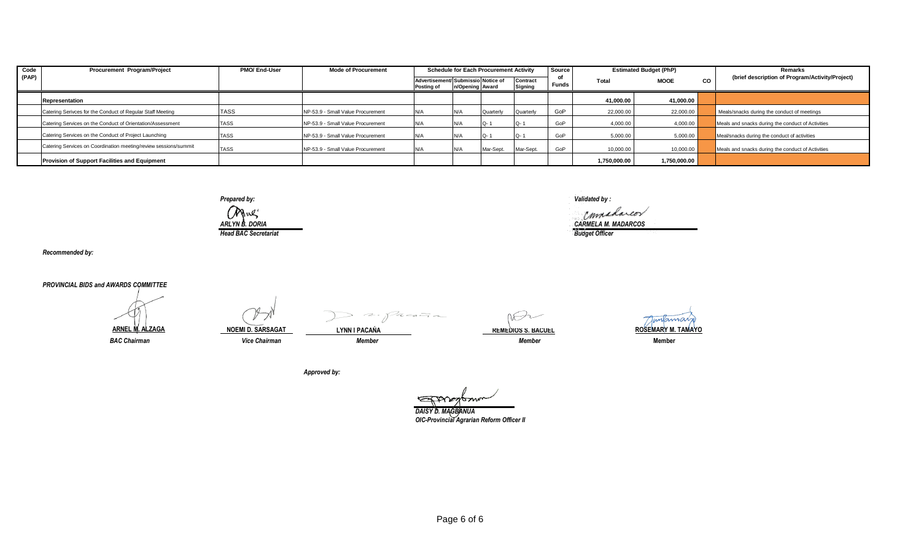| Code (PAP) | Procurement Program/Project | PMO/ End-User | Mode of Procurement | Schedule for Each Procurement Activity | | | | Source of Funds | Estimated Budget (PhP) | | | Remarks (brief description of Program/Activity/Project) |
|---|---|---|---|---|---|---|---|---|---|---|---|---|
| | | | | Advertisement/ Posting of | Submission/Opening | Notice of Award | Contract Signing | | Total | MOOE | CO | |
| | **Representation** | | | | | | | | **41,000.00** | **41,000.00** | | |
| | Catering Serivces for the Conduct of Regular Staff Meeting | TASS | NP-53.9 - Small Value Procurement | N/A | N/A | Quarterly | Quarterly | GoP | 22,000.00 | 22,000.00 | | Meals/snacks during the conduct of meetings |
| | Catering Services on the Conduct of Orientation/Assessment | TASS | NP-53.9 - Small Value Procurement | N/A | N/A | Q- 1 | Q- 1 | GoP | 4,000.00 | 4,000.00 | | Meals and snacks during the conduct of Activities |
| | Catering Services on the Conduct of Project Launching | TASS | NP-53.9 - Small Value Procurement | N/A | N/A | Q- 1 | Q- 1 | GoP | 5,000.00 | 5,000.00 | | Meal/snacks during the conduct of activities |
| | Catering Services on Coordination meeting/review sessions/summit | TASS | NP-53.9 - Small Value Procurement | N/A | N/A | Mar-Sept. | Mar-Sept. | GoP | 10,000.00 | 10,000.00 | | Meals and snacks during the conduct of Activities |
| | **Provision of Support Facilities and Equipment** | | | | | | | | **1,750,000.00** | **1,750,000.00** | | |

*Prepared by:*

***ARLYN B. DORIA***
***Head BAC Secretariat***

*Validated by :*

***CARMELA M. MADARCOS***
***Budget Officer***

*Recommended by:*

***PROVINCIAL BIDS and AWARDS COMMITTEE***

| | | | | |
|---|---|---|---|---|
| **ARNEL M. ALZAGA** | **NOEMI D. SARSAGAT** | **LYNN I PACAÑA** | **REMEDIOS S. BACUEL** | **ROSEMARY M. TAMAYO** |
| *BAC Chairman* | *Vice Chairman* | *Member* | *Member* | **Member** |

*Approved by:*

***DAISY D. MAGBANUA***
***OIC-Provincial Agrarian Reform Officer II***